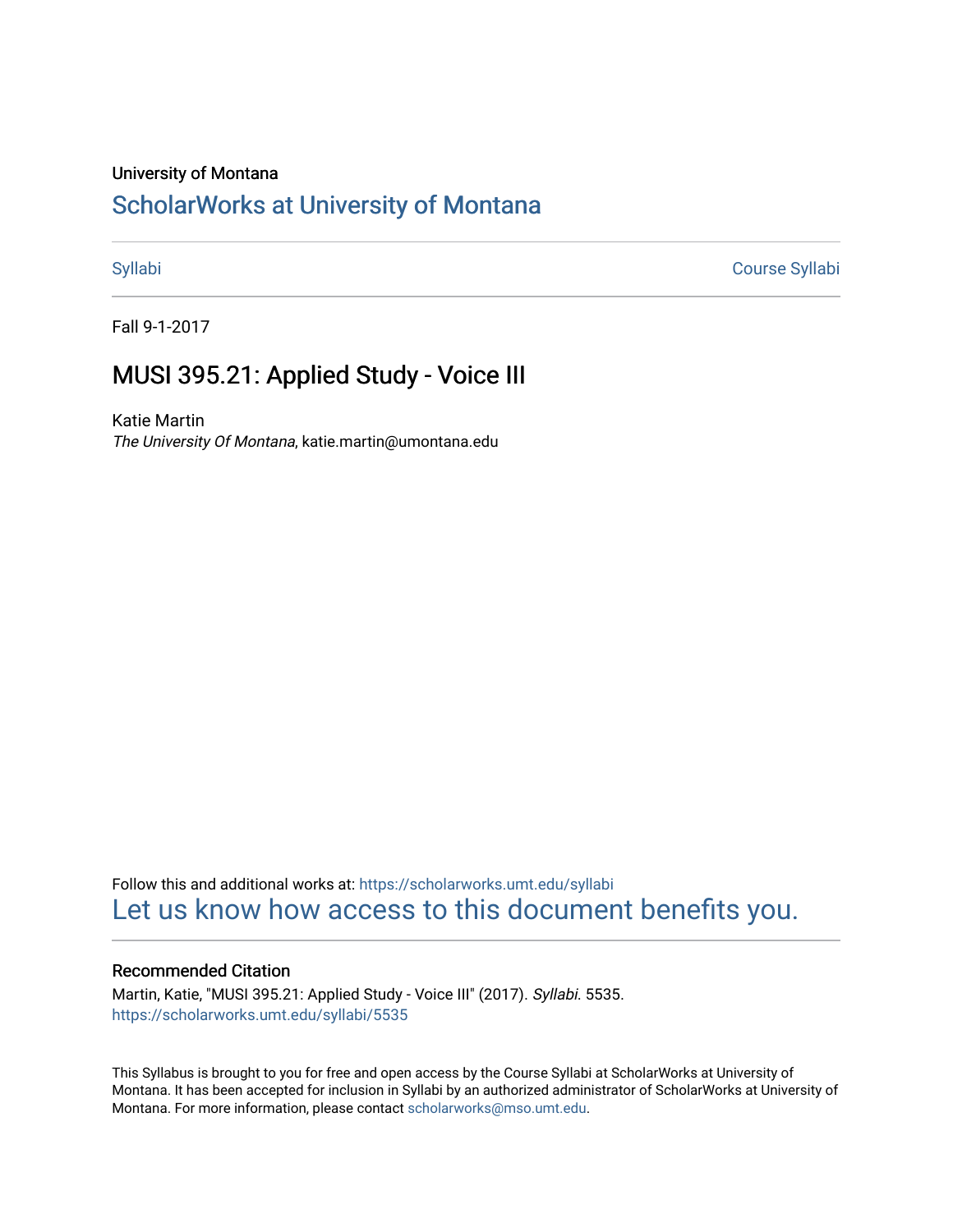University of Montana

# ScholarWorks at University of Montana

Syllabi | Course Syllabi

Fall 9-1-2017

## MUSI 395.21: Applied Study - Voice III

Katie Martin
*The University Of Montana*, katie.martin@umontana.edu

Follow this and additional works at: https://scholarworks.umt.edu/syllabi
Let us know how access to this document benefits you.

### Recommended Citation

Martin, Katie, "MUSI 395.21: Applied Study - Voice III" (2017). *Syllabi*. 5535.
https://scholarworks.umt.edu/syllabi/5535

This Syllabus is brought to you for free and open access by the Course Syllabi at ScholarWorks at University of Montana. It has been accepted for inclusion in Syllabi by an authorized administrator of ScholarWorks at University of Montana. For more information, please contact scholarworks@mso.umt.edu.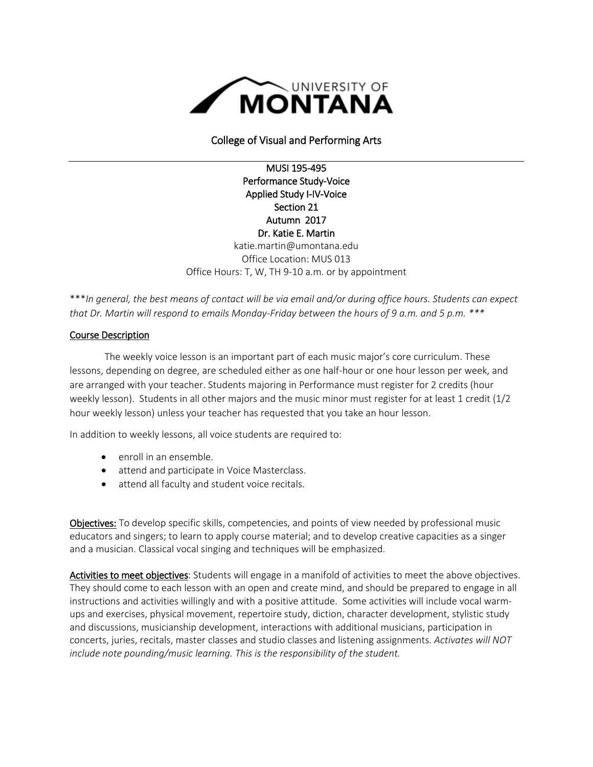UNIVERSITY OF MONTANA

College of Visual and Performing Arts

---

MUSI 195-495
Performance Study-Voice
Applied Study I-IV-Voice
Section 21
Autumn 2017
Dr. Katie E. Martin
katie.martin@umontana.edu
Office Location: MUS 013
Office Hours: T, W, TH 9-10 a.m. or by appointment

****In general, the best means of contact will be via email and/or during office hours. Students can expect that Dr. Martin will respond to emails Monday-Friday between the hours of 9 a.m. and 5 p.m. ****

## Course Description

The weekly voice lesson is an important part of each music major's core curriculum. These lessons, depending on degree, are scheduled either as one half-hour or one hour lesson per week, and are arranged with your teacher. Students majoring in Performance must register for 2 credits (hour weekly lesson). Students in all other majors and the music minor must register for at least 1 credit (1/2 hour weekly lesson) unless your teacher has requested that you take an hour lesson.

In addition to weekly lessons, all voice students are required to:

- enroll in an ensemble.
- attend and participate in Voice Masterclass.
- attend all faculty and student voice recitals.

**Objectives:** To develop specific skills, competencies, and points of view needed by professional music educators and singers; to learn to apply course material; and to develop creative capacities as a singer and a musician. Classical vocal singing and techniques will be emphasized.

**Activities to meet objectives**: Students will engage in a manifold of activities to meet the above objectives. They should come to each lesson with an open and create mind, and should be prepared to engage in all instructions and activities willingly and with a positive attitude. Some activities will include vocal warm-ups and exercises, physical movement, repertoire study, diction, character development, stylistic study and discussions, musicianship development, interactions with additional musicians, participation in concerts, juries, recitals, master classes and studio classes and listening assignments. *Activates will NOT include note pounding/music learning. This is the responsibility of the student.*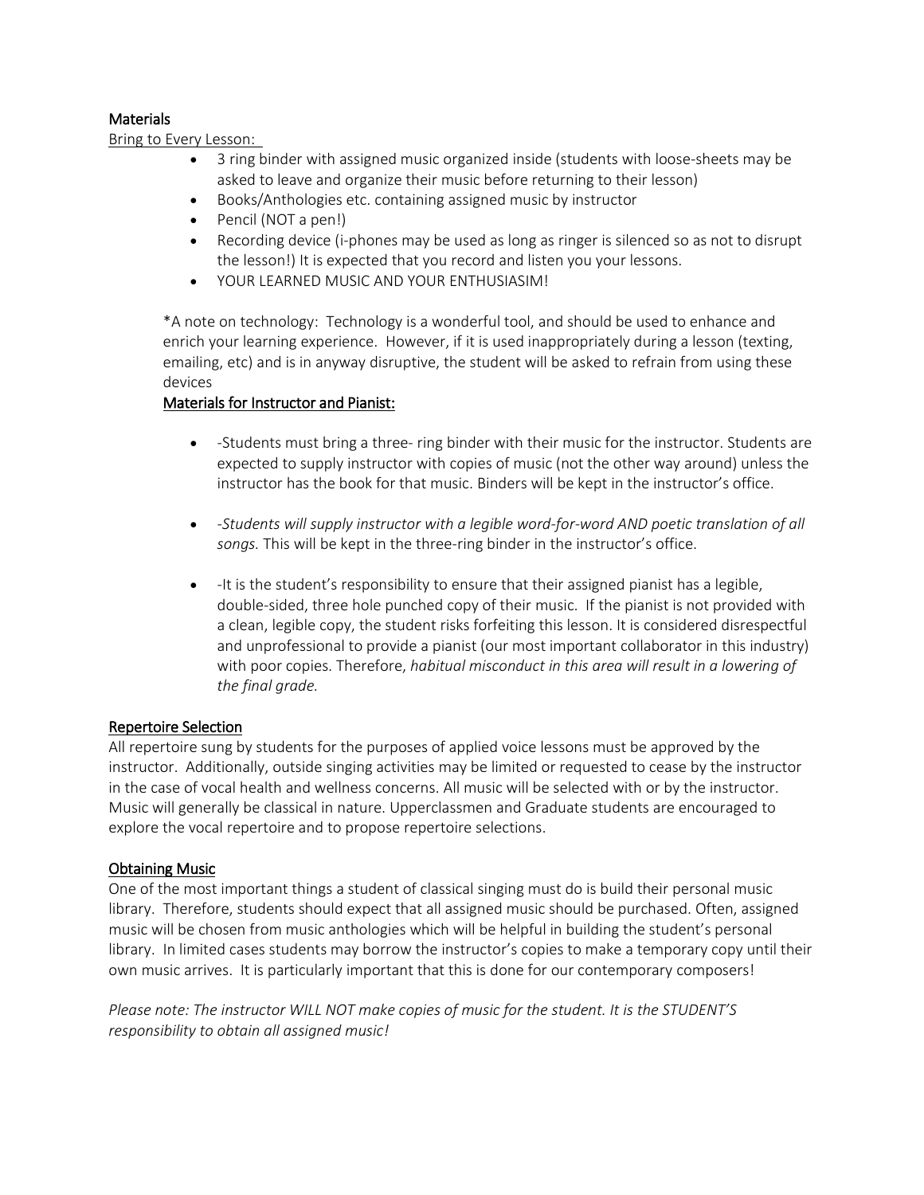## Materials

Bring to Every Lesson:

- 3 ring binder with assigned music organized inside (students with loose-sheets may be asked to leave and organize their music before returning to their lesson)
- Books/Anthologies etc. containing assigned music by instructor
- Pencil (NOT a pen!)
- Recording device (i-phones may be used as long as ringer is silenced so as not to disrupt the lesson!) It is expected that you record and listen you your lessons.
- YOUR LEARNED MUSIC AND YOUR ENTHUSIASIM!

*A note on technology: Technology is a wonderful tool, and should be used to enhance and enrich your learning experience. However, if it is used inappropriately during a lesson (texting, emailing, etc) and is in anyway disruptive, the student will be asked to refrain from using these devices

### Materials for Instructor and Pianist:

- -Students must bring a three- ring binder with their music for the instructor. Students are expected to supply instructor with copies of music (not the other way around) unless the instructor has the book for that music. Binders will be kept in the instructor's office.

- -*Students will supply instructor with a legible word-for-word AND poetic translation of all songs.* This will be kept in the three-ring binder in the instructor's office.

- -It is the student's responsibility to ensure that their assigned pianist has a legible, double-sided, three hole punched copy of their music. If the pianist is not provided with a clean, legible copy, the student risks forfeiting this lesson. It is considered disrespectful and unprofessional to provide a pianist (our most important collaborator in this industry) with poor copies. Therefore, *habitual misconduct in this area will result in a lowering of the final grade.*

## Repertoire Selection

All repertoire sung by students for the purposes of applied voice lessons must be approved by the instructor. Additionally, outside singing activities may be limited or requested to cease by the instructor in the case of vocal health and wellness concerns. All music will be selected with or by the instructor. Music will generally be classical in nature. Upperclassmen and Graduate students are encouraged to explore the vocal repertoire and to propose repertoire selections.

## Obtaining Music

One of the most important things a student of classical singing must do is build their personal music library. Therefore, students should expect that all assigned music should be purchased. Often, assigned music will be chosen from music anthologies which will be helpful in building the student's personal library. In limited cases students may borrow the instructor's copies to make a temporary copy until their own music arrives. It is particularly important that this is done for our contemporary composers!

*Please note: The instructor WILL NOT make copies of music for the student. It is the STUDENT'S responsibility to obtain all assigned music!*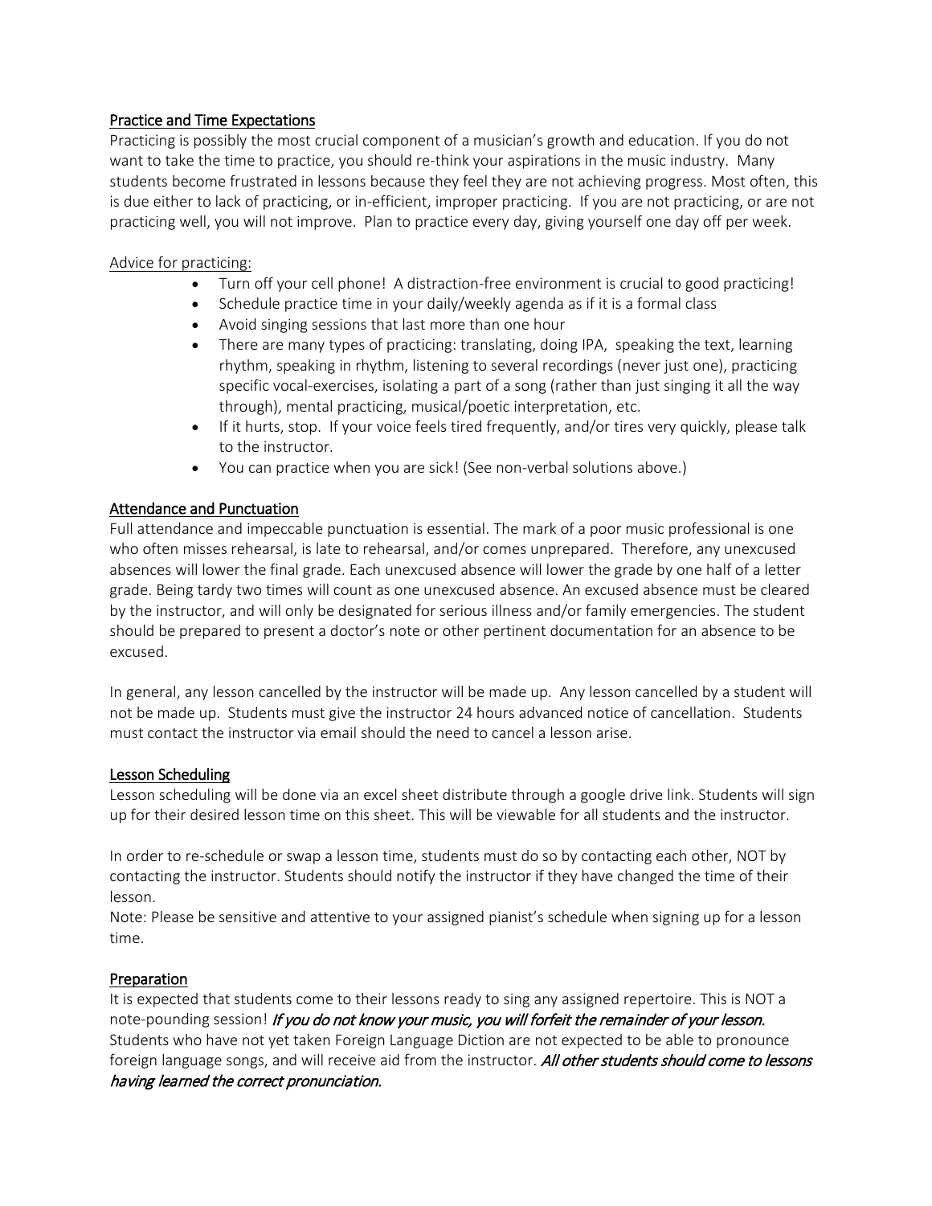## Practice and Time Expectations

Practicing is possibly the most crucial component of a musician's growth and education. If you do not want to take the time to practice, you should re-think your aspirations in the music industry. Many students become frustrated in lessons because they feel they are not achieving progress. Most often, this is due either to lack of practicing, or in-efficient, improper practicing. If you are not practicing, or are not practicing well, you will not improve. Plan to practice every day, giving yourself one day off per week.

Advice for practicing:

- Turn off your cell phone! A distraction-free environment is crucial to good practicing!
- Schedule practice time in your daily/weekly agenda as if it is a formal class
- Avoid singing sessions that last more than one hour
- There are many types of practicing: translating, doing IPA, speaking the text, learning rhythm, speaking in rhythm, listening to several recordings (never just one), practicing specific vocal-exercises, isolating a part of a song (rather than just singing it all the way through), mental practicing, musical/poetic interpretation, etc.
- If it hurts, stop. If your voice feels tired frequently, and/or tires very quickly, please talk to the instructor.
- You can practice when you are sick! (See non-verbal solutions above.)

## Attendance and Punctuation

Full attendance and impeccable punctuation is essential. The mark of a poor music professional is one who often misses rehearsal, is late to rehearsal, and/or comes unprepared. Therefore, any unexcused absences will lower the final grade. Each unexcused absence will lower the grade by one half of a letter grade. Being tardy two times will count as one unexcused absence. An excused absence must be cleared by the instructor, and will only be designated for serious illness and/or family emergencies. The student should be prepared to present a doctor's note or other pertinent documentation for an absence to be excused.

In general, any lesson cancelled by the instructor will be made up. Any lesson cancelled by a student will not be made up. Students must give the instructor 24 hours advanced notice of cancellation. Students must contact the instructor via email should the need to cancel a lesson arise.

## Lesson Scheduling

Lesson scheduling will be done via an excel sheet distribute through a google drive link. Students will sign up for their desired lesson time on this sheet. This will be viewable for all students and the instructor.

In order to re-schedule or swap a lesson time, students must do so by contacting each other, NOT by contacting the instructor. Students should notify the instructor if they have changed the time of their lesson.

Note: Please be sensitive and attentive to your assigned pianist's schedule when signing up for a lesson time.

## Preparation

It is expected that students come to their lessons ready to sing any assigned repertoire. This is NOT a note-pounding session! *If you do not know your music, you will forfeit the remainder of your lesson.* Students who have not yet taken Foreign Language Diction are not expected to be able to pronounce foreign language songs, and will receive aid from the instructor. *All other students should come to lessons having learned the correct pronunciation.*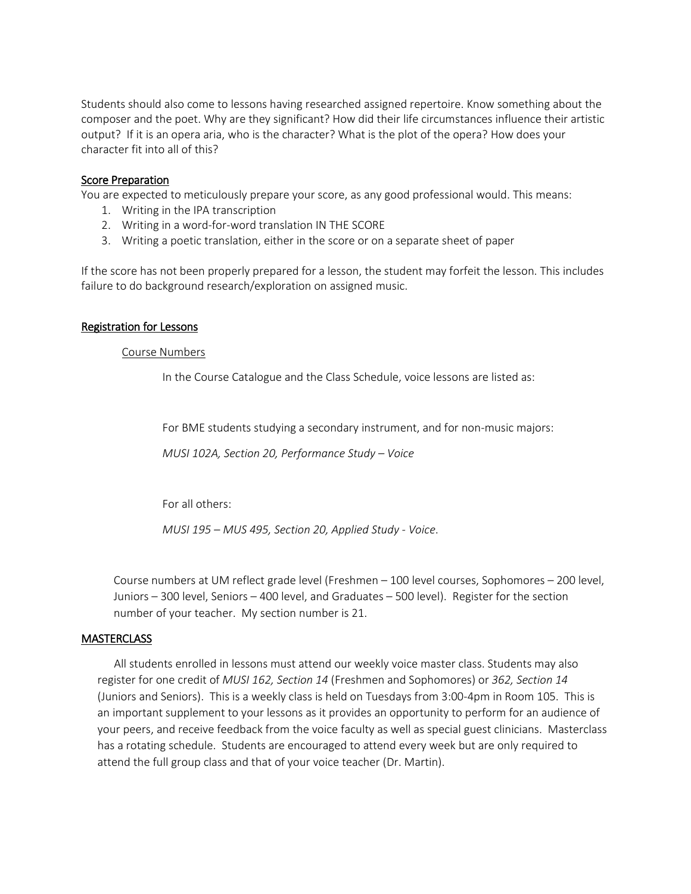Students should also come to lessons having researched assigned repertoire. Know something about the composer and the poet. Why are they significant? How did their life circumstances influence their artistic output? If it is an opera aria, who is the character? What is the plot of the opera? How does your character fit into all of this?

## Score Preparation

You are expected to meticulously prepare your score, as any good professional would. This means:

1. Writing in the IPA transcription
2. Writing in a word-for-word translation IN THE SCORE
3. Writing a poetic translation, either in the score or on a separate sheet of paper

If the score has not been properly prepared for a lesson, the student may forfeit the lesson. This includes failure to do background research/exploration on assigned music.

## Registration for Lessons

### Course Numbers

In the Course Catalogue and the Class Schedule, voice lessons are listed as:

For BME students studying a secondary instrument, and for non-music majors:

*MUSI 102A, Section 20, Performance Study – Voice*

For all others:

*MUSI 195 – MUS 495, Section 20, Applied Study - Voice*.

Course numbers at UM reflect grade level (Freshmen – 100 level courses, Sophomores – 200 level, Juniors – 300 level, Seniors – 400 level, and Graduates – 500 level). Register for the section number of your teacher. My section number is 21.

## MASTERCLASS

All students enrolled in lessons must attend our weekly voice master class. Students may also register for one credit of *MUSI 162, Section 14* (Freshmen and Sophomores) or *362, Section 14* (Juniors and Seniors). This is a weekly class is held on Tuesdays from 3:00-4pm in Room 105. This is an important supplement to your lessons as it provides an opportunity to perform for an audience of your peers, and receive feedback from the voice faculty as well as special guest clinicians. Masterclass has a rotating schedule. Students are encouraged to attend every week but are only required to attend the full group class and that of your voice teacher (Dr. Martin).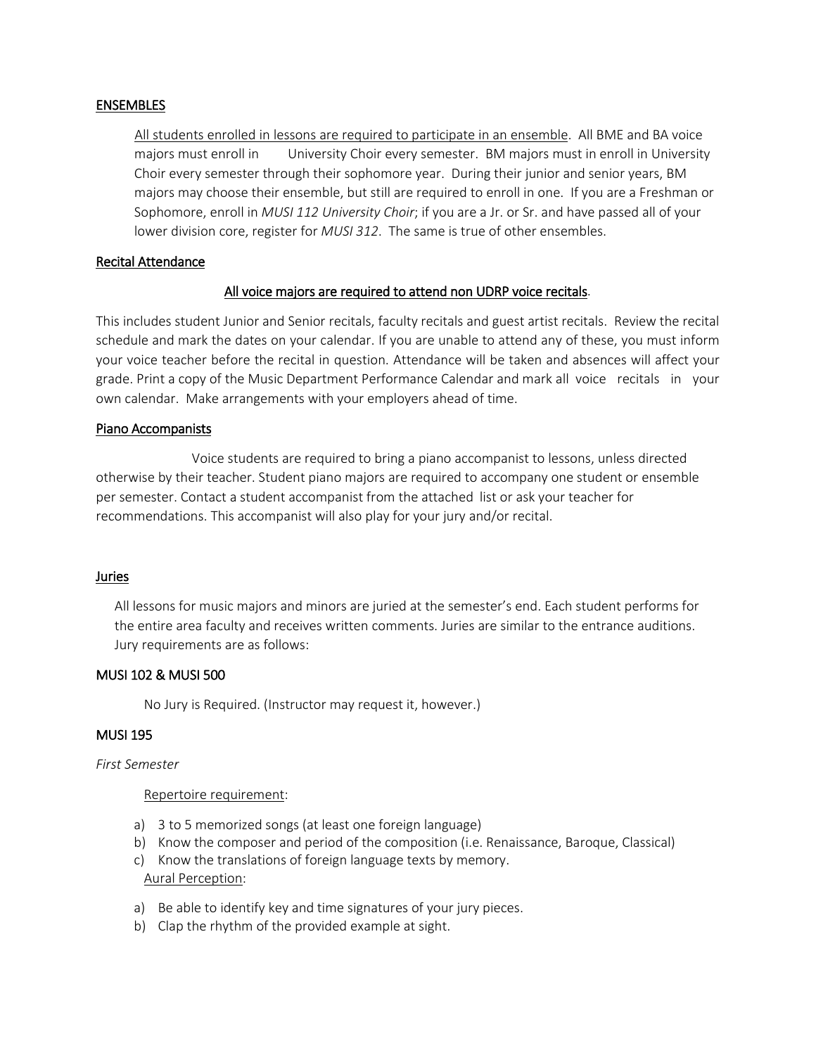## ENSEMBLES

All students enrolled in lessons are required to participate in an ensemble. All BME and BA voice majors must enroll in University Choir every semester. BM majors must in enroll in University Choir every semester through their sophomore year. During their junior and senior years, BM majors may choose their ensemble, but still are required to enroll in one. If you are a Freshman or Sophomore, enroll in *MUSI 112 University Choir*; if you are a Jr. or Sr. and have passed all of your lower division core, register for *MUSI 312*. The same is true of other ensembles.

## Recital Attendance

All voice majors are required to attend non UDRP voice recitals.

This includes student Junior and Senior recitals, faculty recitals and guest artist recitals. Review the recital schedule and mark the dates on your calendar. If you are unable to attend any of these, you must inform your voice teacher before the recital in question. Attendance will be taken and absences will affect your grade. Print a copy of the Music Department Performance Calendar and mark all voice recitals in your own calendar. Make arrangements with your employers ahead of time.

## Piano Accompanists

Voice students are required to bring a piano accompanist to lessons, unless directed otherwise by their teacher. Student piano majors are required to accompany one student or ensemble per semester. Contact a student accompanist from the attached list or ask your teacher for recommendations. This accompanist will also play for your jury and/or recital.

## Juries

All lessons for music majors and minors are juried at the semester's end. Each student performs for the entire area faculty and receives written comments. Juries are similar to the entrance auditions. Jury requirements are as follows:

### MUSI 102 & MUSI 500

No Jury is Required. (Instructor may request it, however.)

### MUSI 195

*First Semester*

Repertoire requirement:

a) 3 to 5 memorized songs (at least one foreign language)
b) Know the composer and period of the composition (i.e. Renaissance, Baroque, Classical)
c) Know the translations of foreign language texts by memory.

Aural Perception:

a) Be able to identify key and time signatures of your jury pieces.
b) Clap the rhythm of the provided example at sight.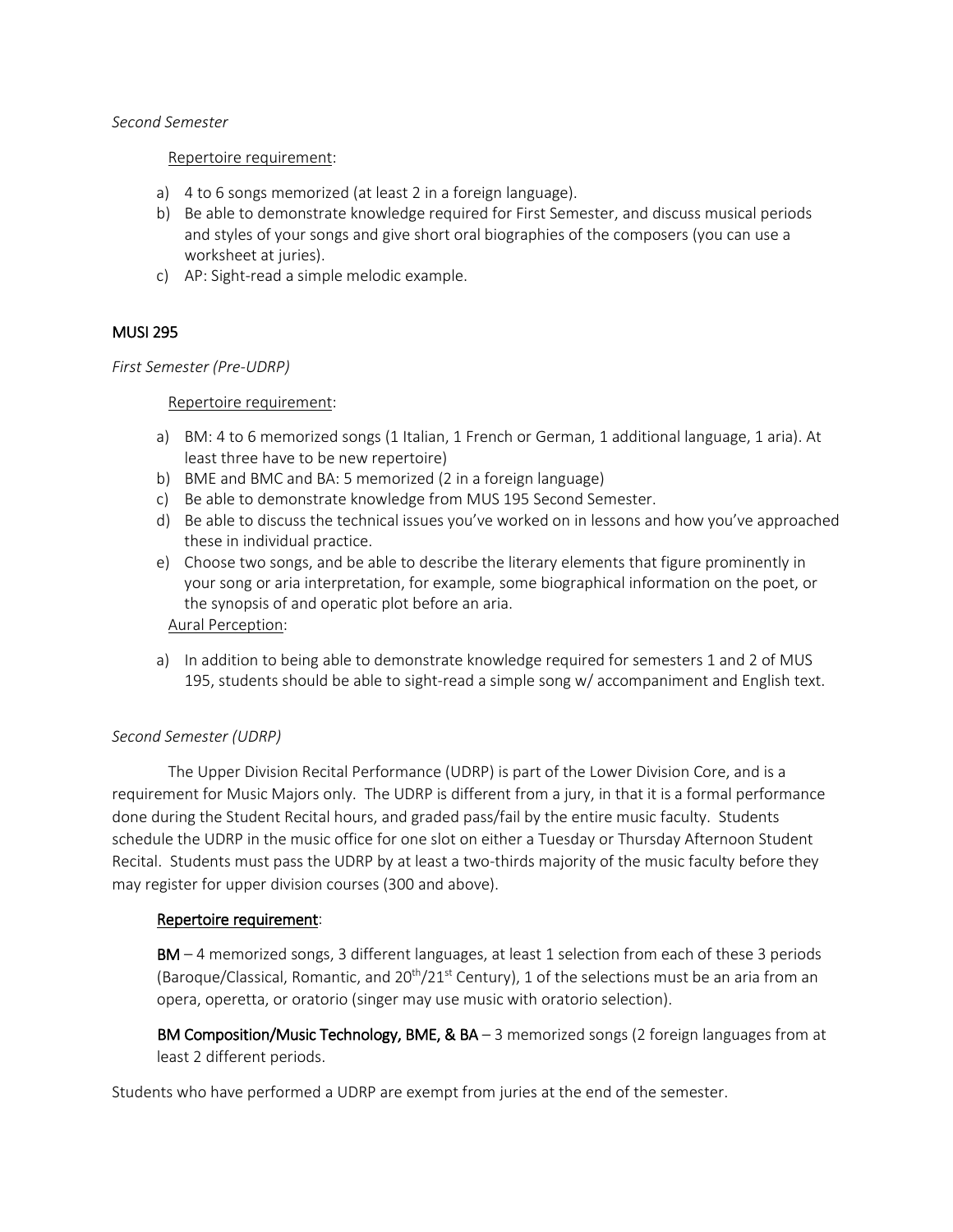*Second Semester*

Repertoire requirement:

a) 4 to 6 songs memorized (at least 2 in a foreign language).
b) Be able to demonstrate knowledge required for First Semester, and discuss musical periods and styles of your songs and give short oral biographies of the composers (you can use a worksheet at juries).
c) AP: Sight-read a simple melodic example.

## MUSI 295

*First Semester (Pre-UDRP)*

Repertoire requirement:

a) BM: 4 to 6 memorized songs (1 Italian, 1 French or German, 1 additional language, 1 aria). At least three have to be new repertoire)
b) BME and BMC and BA: 5 memorized (2 in a foreign language)
c) Be able to demonstrate knowledge from MUS 195 Second Semester.
d) Be able to discuss the technical issues you've worked on in lessons and how you've approached these in individual practice.
e) Choose two songs, and be able to describe the literary elements that figure prominently in your song or aria interpretation, for example, some biographical information on the poet, or the synopsis of and operatic plot before an aria.

Aural Perception:

a) In addition to being able to demonstrate knowledge required for semesters 1 and 2 of MUS 195, students should be able to sight-read a simple song w/ accompaniment and English text.

*Second Semester (UDRP)*

The Upper Division Recital Performance (UDRP) is part of the Lower Division Core, and is a requirement for Music Majors only. The UDRP is different from a jury, in that it is a formal performance done during the Student Recital hours, and graded pass/fail by the entire music faculty. Students schedule the UDRP in the music office for one slot on either a Tuesday or Thursday Afternoon Student Recital. Students must pass the UDRP by at least a two-thirds majority of the music faculty before they may register for upper division courses (300 and above).

**Repertoire requirement**:

**BM** – 4 memorized songs, 3 different languages, at least 1 selection from each of these 3 periods (Baroque/Classical, Romantic, and 20th/21st Century), 1 of the selections must be an aria from an opera, operetta, or oratorio (singer may use music with oratorio selection).

**BM Composition/Music Technology, BME, & BA** – 3 memorized songs (2 foreign languages from at least 2 different periods.

Students who have performed a UDRP are exempt from juries at the end of the semester.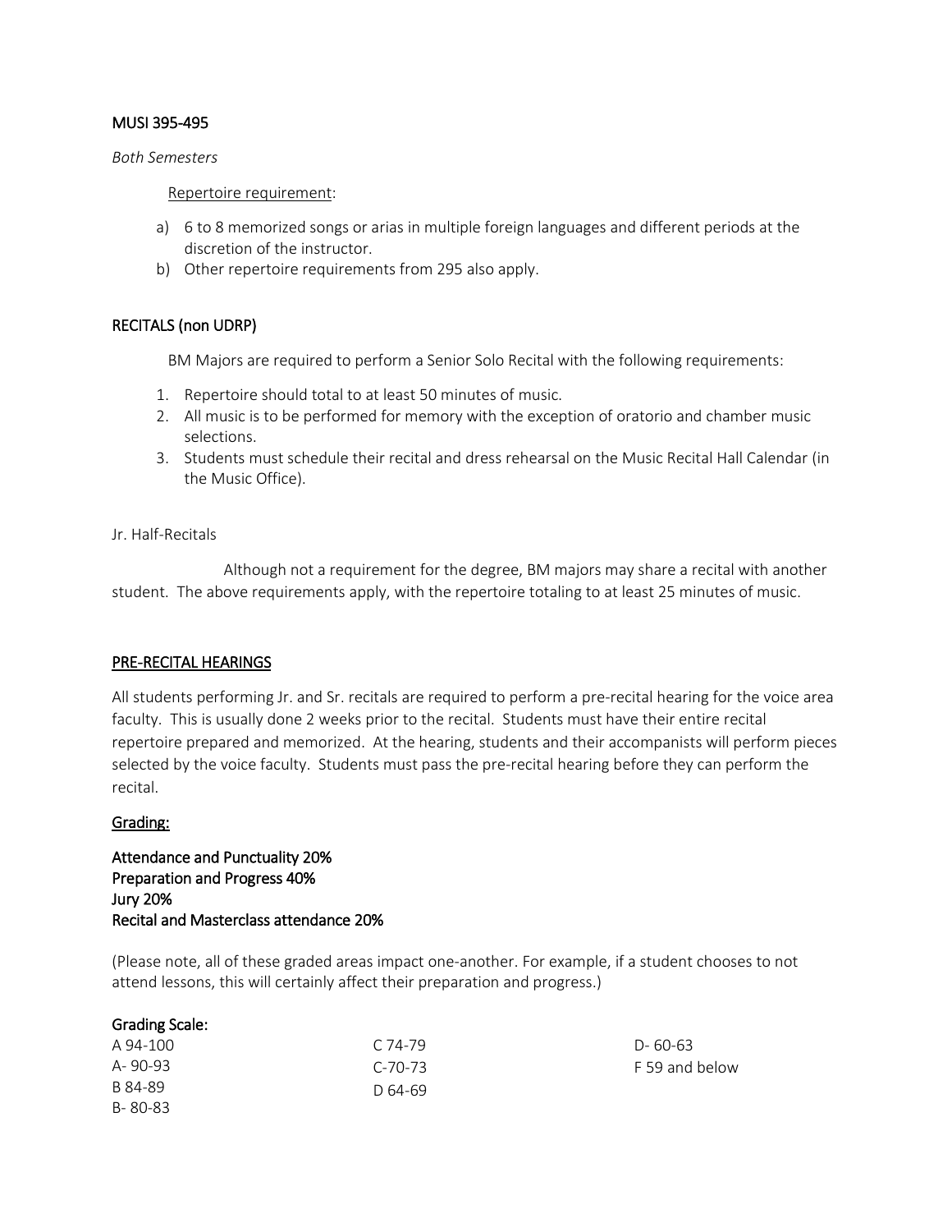### MUSI 395-495

*Both Semesters*

Repertoire requirement:

a) 6 to 8 memorized songs or arias in multiple foreign languages and different periods at the discretion of the instructor.
b) Other repertoire requirements from 295 also apply.

### RECITALS (non UDRP)

BM Majors are required to perform a Senior Solo Recital with the following requirements:

1. Repertoire should total to at least 50 minutes of music.
2. All music is to be performed for memory with the exception of oratorio and chamber music selections.
3. Students must schedule their recital and dress rehearsal on the Music Recital Hall Calendar (in the Music Office).

Jr. Half-Recitals

Although not a requirement for the degree, BM majors may share a recital with another student. The above requirements apply, with the repertoire totaling to at least 25 minutes of music.

### PRE-RECITAL HEARINGS

All students performing Jr. and Sr. recitals are required to perform a pre-recital hearing for the voice area faculty. This is usually done 2 weeks prior to the recital. Students must have their entire recital repertoire prepared and memorized. At the hearing, students and their accompanists will perform pieces selected by the voice faculty. Students must pass the pre-recital hearing before they can perform the recital.

### Grading:

**Attendance and Punctuality 20%**
**Preparation and Progress 40%**
**Jury 20%**
**Recital and Masterclass attendance 20%**

(Please note, all of these graded areas impact one-another. For example, if a student chooses to not attend lessons, this will certainly affect their preparation and progress.)

**Grading Scale:**

| | | |
|---|---|---|
| A 94-100 | C 74-79 | D- 60-63 |
| A- 90-93 | C-70-73 | F 59 and below |
| B 84-89 | D 64-69 | |
| B- 80-83 | | |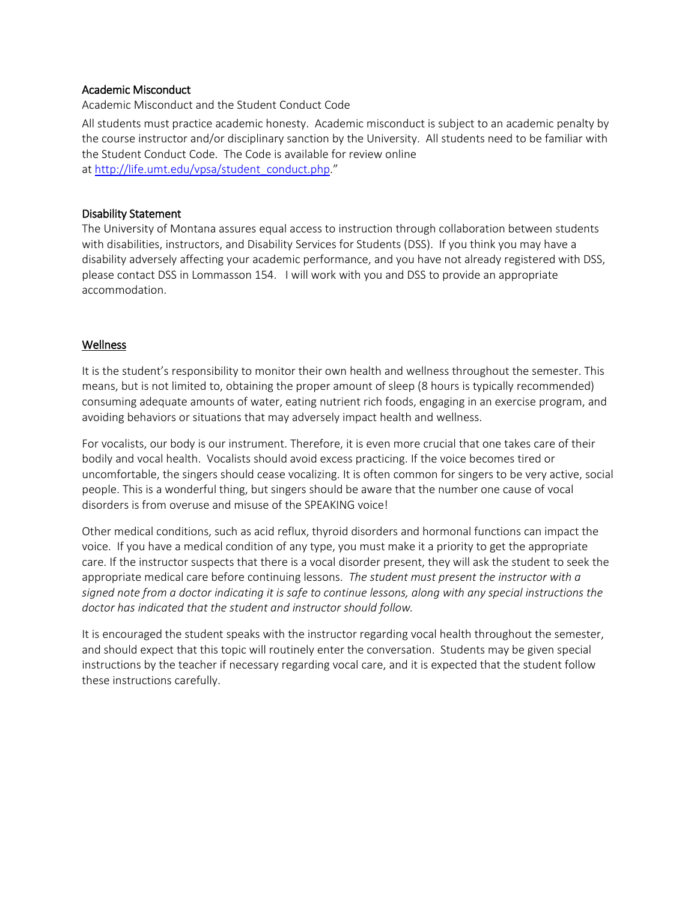## Academic Misconduct

Academic Misconduct and the Student Conduct Code

All students must practice academic honesty. Academic misconduct is subject to an academic penalty by the course instructor and/or disciplinary sanction by the University. All students need to be familiar with the Student Conduct Code. The Code is available for review online at [http://life.umt.edu/vpsa/student_conduct.php](http://life.umt.edu/vpsa/student_conduct.php)."

## Disability Statement

The University of Montana assures equal access to instruction through collaboration between students with disabilities, instructors, and Disability Services for Students (DSS). If you think you may have a disability adversely affecting your academic performance, and you have not already registered with DSS, please contact DSS in Lommasson 154. I will work with you and DSS to provide an appropriate accommodation.

## Wellness

It is the student's responsibility to monitor their own health and wellness throughout the semester. This means, but is not limited to, obtaining the proper amount of sleep (8 hours is typically recommended) consuming adequate amounts of water, eating nutrient rich foods, engaging in an exercise program, and avoiding behaviors or situations that may adversely impact health and wellness.

For vocalists, our body is our instrument. Therefore, it is even more crucial that one takes care of their bodily and vocal health. Vocalists should avoid excess practicing. If the voice becomes tired or uncomfortable, the singers should cease vocalizing. It is often common for singers to be very active, social people. This is a wonderful thing, but singers should be aware that the number one cause of vocal disorders is from overuse and misuse of the SPEAKING voice!

Other medical conditions, such as acid reflux, thyroid disorders and hormonal functions can impact the voice. If you have a medical condition of any type, you must make it a priority to get the appropriate care. If the instructor suspects that there is a vocal disorder present, they will ask the student to seek the appropriate medical care before continuing lessons. *The student must present the instructor with a signed note from a doctor indicating it is safe to continue lessons, along with any special instructions the doctor has indicated that the student and instructor should follow.*

It is encouraged the student speaks with the instructor regarding vocal health throughout the semester, and should expect that this topic will routinely enter the conversation. Students may be given special instructions by the teacher if necessary regarding vocal care, and it is expected that the student follow these instructions carefully.